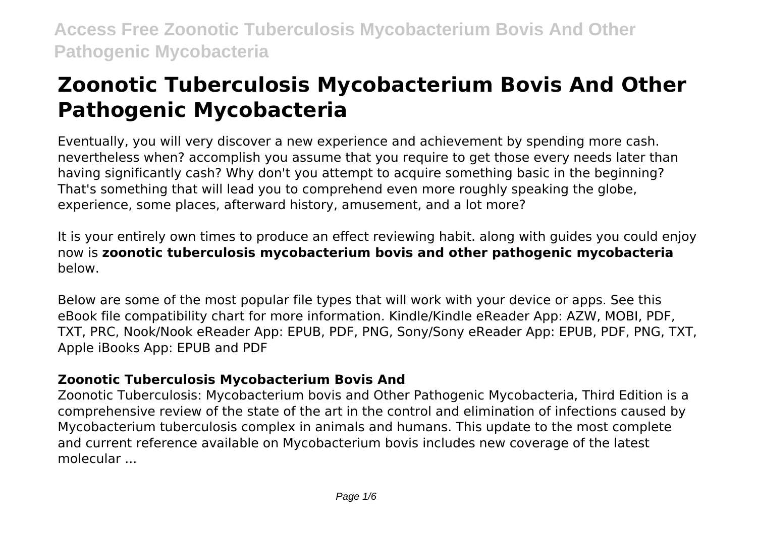# Zoonotic Tuberculosis Mycobacterium Bovis And Other Pathogenic Mycobacteria

Eventually, you will very discover a new experience and achievement by spending more cash. nevertheless when? accomplish you assume that you require to get those every needs later than having significantly cash? Why don't you attempt to acquire something basic in the beginning? That's something that will lead you to comprehend even more roughly speaking the globe, experience, some places, afterward history, amusement, and a lot more?

It is your entirely own times to produce an effect reviewing habit. along with guides you could enjoy now is **zoonotic tuberculosis mycobacterium bovis and other pathogenic mycobacteria** below.

Below are some of the most popular file types that will work with your device or apps. See this eBook file compatibility chart for more information. Kindle/Kindle eReader App: AZW, MOBI, PDF, TXT, PRC, Nook/Nook eReader App: EPUB, PDF, PNG, Sony/Sony eReader App: EPUB, PDF, PNG, TXT, Apple iBooks App: EPUB and PDF

## Zoonotic Tuberculosis Mycobacterium Bovis And

Zoonotic Tuberculosis: Mycobacterium bovis and Other Pathogenic Mycobacteria, Third Edition is a comprehensive review of the state of the art in the control and elimination of infections caused by Mycobacterium tuberculosis complex in animals and humans. This update to the most complete and current reference available on Mycobacterium bovis includes new coverage of the latest molecular ...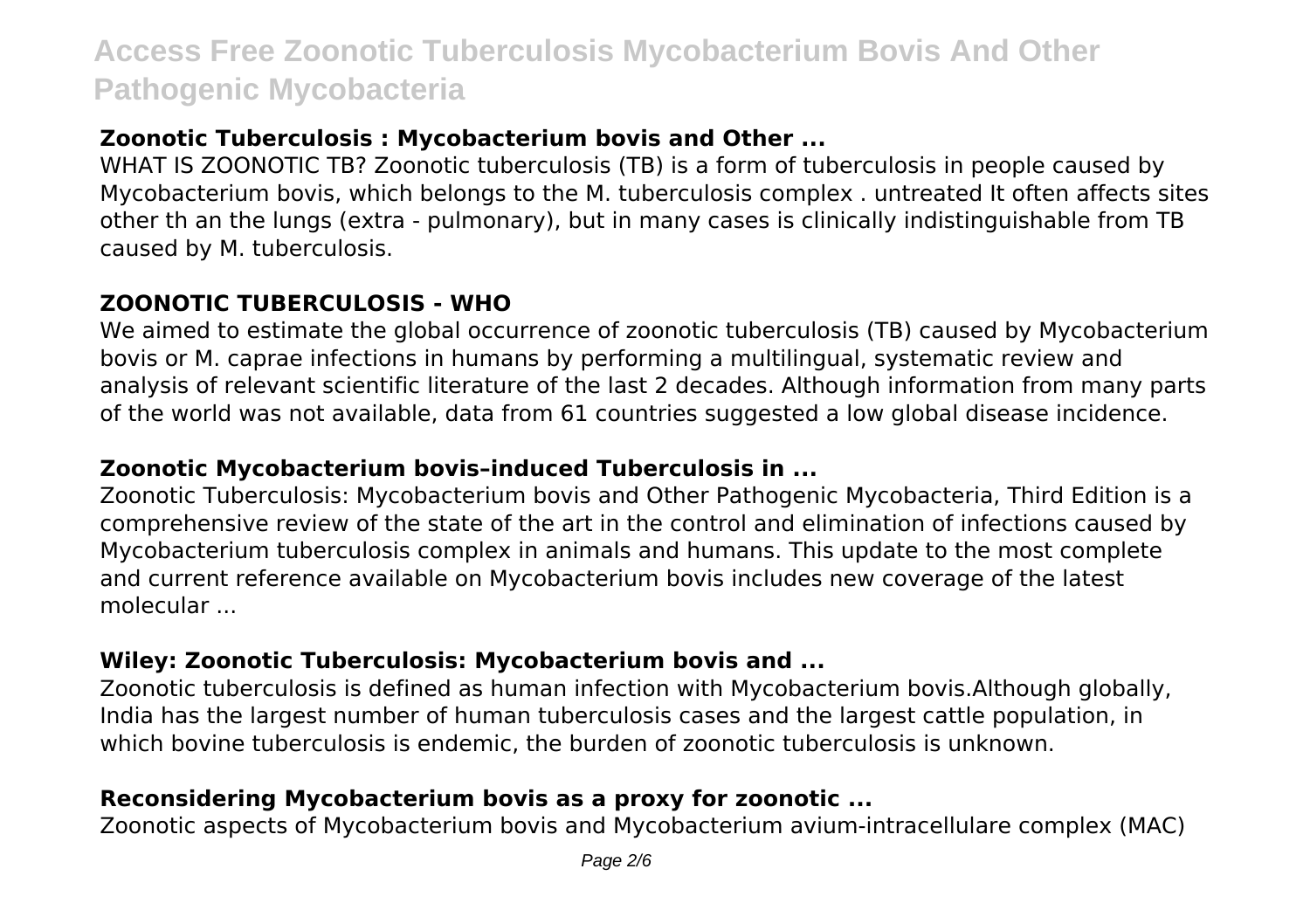### **Zoonotic Tuberculosis : Mycobacterium bovis and Other ...**

WHAT IS ZOONOTIC TB? Zoonotic tuberculosis (TB) is a form of tuberculosis in people caused by Mycobacterium bovis, which belongs to the M. tuberculosis complex . untreated It often affects sites other th an the lungs (extra - pulmonary), but in many cases is clinically indistinguishable from TB caused by M. tuberculosis.

### **ZOONOTIC TUBERCULOSIS - WHO**

We aimed to estimate the global occurrence of zoonotic tuberculosis (TB) caused by Mycobacterium bovis or M. caprae infections in humans by performing a multilingual, systematic review and analysis of relevant scientific literature of the last 2 decades. Although information from many parts of the world was not available, data from 61 countries suggested a low global disease incidence.

### **Zoonotic Mycobacterium bovis–induced Tuberculosis in ...**

Zoonotic Tuberculosis: Mycobacterium bovis and Other Pathogenic Mycobacteria, Third Edition is a comprehensive review of the state of the art in the control and elimination of infections caused by Mycobacterium tuberculosis complex in animals and humans. This update to the most complete and current reference available on Mycobacterium bovis includes new coverage of the latest molecular ...

### **Wiley: Zoonotic Tuberculosis: Mycobacterium bovis and ...**

Zoonotic tuberculosis is defined as human infection with Mycobacterium bovis.Although globally, India has the largest number of human tuberculosis cases and the largest cattle population, in which bovine tuberculosis is endemic, the burden of zoonotic tuberculosis is unknown.

### **Reconsidering Mycobacterium bovis as a proxy for zoonotic ...**

Zoonotic aspects of Mycobacterium bovis and Mycobacterium avium-intracellulare complex (MAC)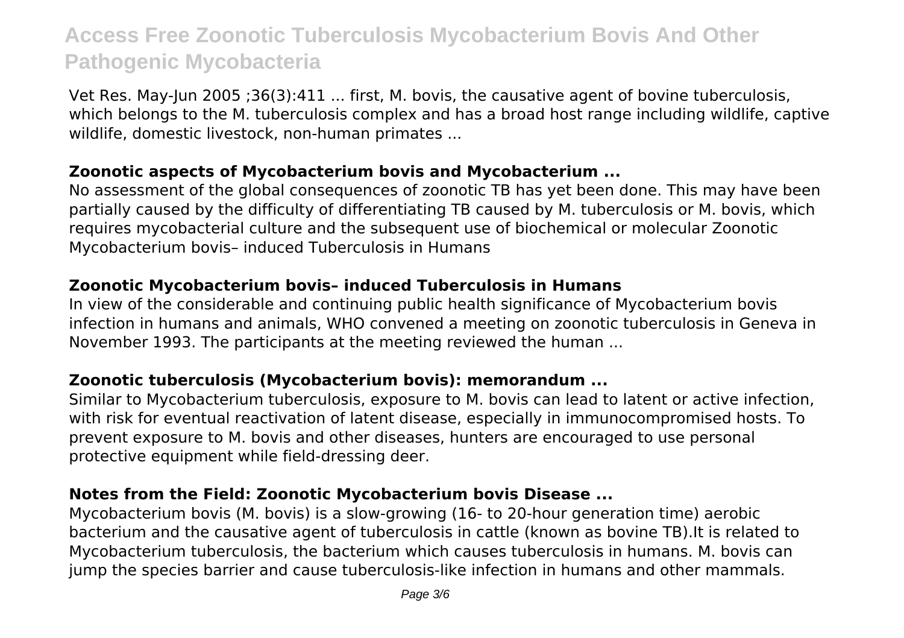Vet Res. May-Jun 2005 ;36(3):411 ... first, M. bovis, the causative agent of bovine tuberculosis, which belongs to the M. tuberculosis complex and has a broad host range including wildlife, captive wildlife, domestic livestock, non-human primates ...

## Zoonotic aspects of Mycobacterium bovis and Mycobacterium ...

No assessment of the global consequences of zoonotic TB has yet been done. This may have been partially caused by the difficulty of differentiating TB caused by M. tuberculosis or M. bovis, which requires mycobacterial culture and the subsequent use of biochemical or molecular Zoonotic Mycobacterium bovis– induced Tuberculosis in Humans

## Zoonotic Mycobacterium bovis– induced Tuberculosis in Humans

In view of the considerable and continuing public health significance of Mycobacterium bovis infection in humans and animals, WHO convened a meeting on zoonotic tuberculosis in Geneva in November 1993. The participants at the meeting reviewed the human ...

## Zoonotic tuberculosis (Mycobacterium bovis): memorandum ...

Similar to Mycobacterium tuberculosis, exposure to M. bovis can lead to latent or active infection, with risk for eventual reactivation of latent disease, especially in immunocompromised hosts. To prevent exposure to M. bovis and other diseases, hunters are encouraged to use personal protective equipment while field-dressing deer.

## Notes from the Field: Zoonotic Mycobacterium bovis Disease ...

Mycobacterium bovis (M. bovis) is a slow-growing (16- to 20-hour generation time) aerobic bacterium and the causative agent of tuberculosis in cattle (known as bovine TB).It is related to Mycobacterium tuberculosis, the bacterium which causes tuberculosis in humans. M. bovis can jump the species barrier and cause tuberculosis-like infection in humans and other mammals.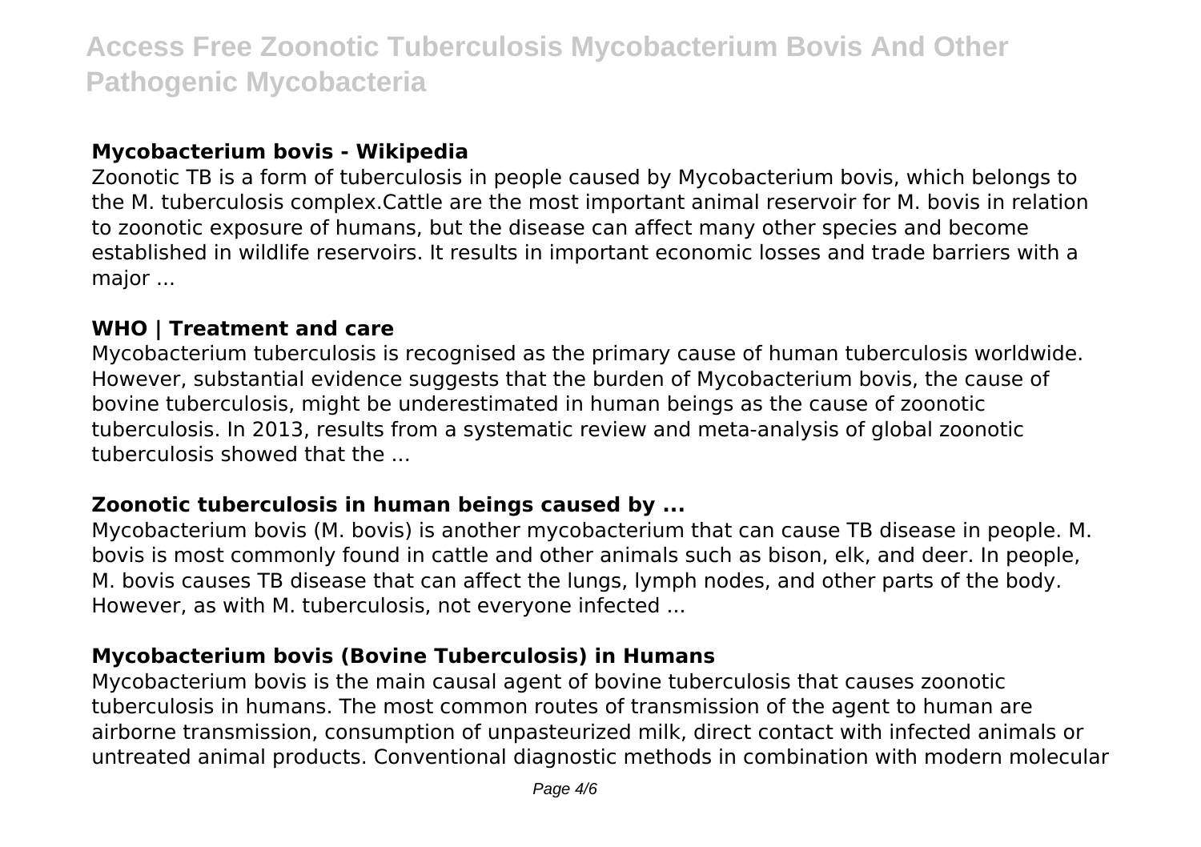### Mycobacterium bovis - Wikipedia

Zoonotic TB is a form of tuberculosis in people caused by Mycobacterium bovis, which belongs to the M. tuberculosis complex.Cattle are the most important animal reservoir for M. bovis in relation to zoonotic exposure of humans, but the disease can affect many other species and become established in wildlife reservoirs. It results in important economic losses and trade barriers with a major ...

### WHO | Treatment and care

Mycobacterium tuberculosis is recognised as the primary cause of human tuberculosis worldwide. However, substantial evidence suggests that the burden of Mycobacterium bovis, the cause of bovine tuberculosis, might be underestimated in human beings as the cause of zoonotic tuberculosis. In 2013, results from a systematic review and meta-analysis of global zoonotic tuberculosis showed that the ...

### Zoonotic tuberculosis in human beings caused by ...

Mycobacterium bovis (M. bovis) is another mycobacterium that can cause TB disease in people. M. bovis is most commonly found in cattle and other animals such as bison, elk, and deer. In people, M. bovis causes TB disease that can affect the lungs, lymph nodes, and other parts of the body. However, as with M. tuberculosis, not everyone infected ...

### Mycobacterium bovis (Bovine Tuberculosis) in Humans

Mycobacterium bovis is the main causal agent of bovine tuberculosis that causes zoonotic tuberculosis in humans. The most common routes of transmission of the agent to human are airborne transmission, consumption of unpasteurized milk, direct contact with infected animals or untreated animal products. Conventional diagnostic methods in combination with modern molecular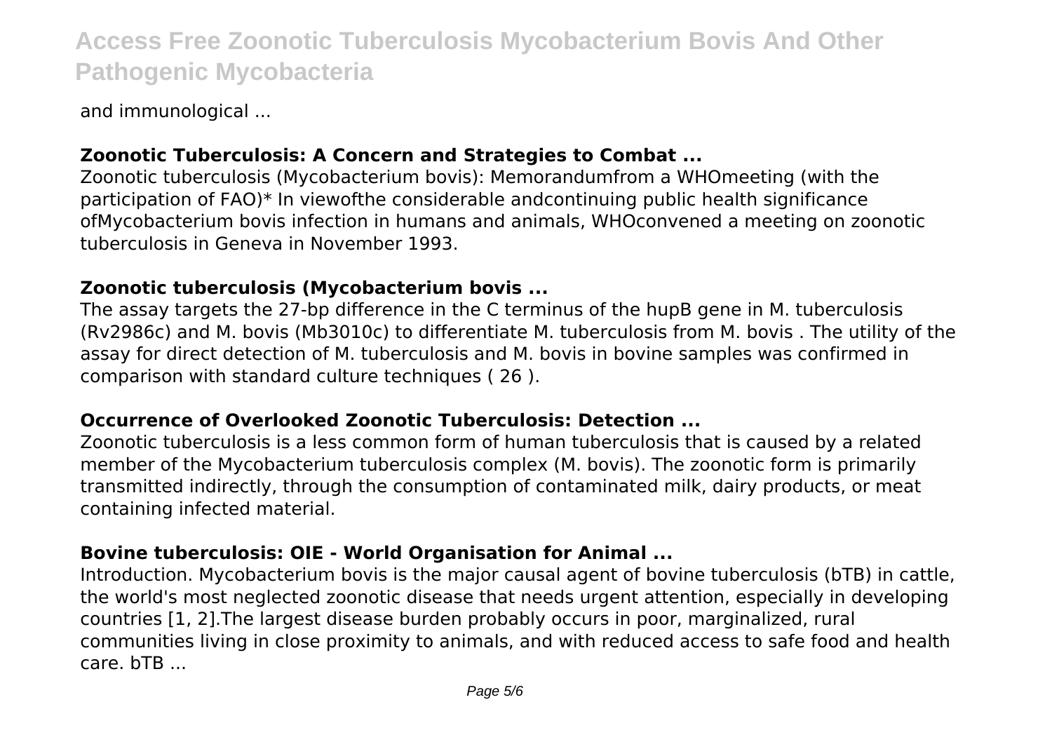and immunological ...

## Zoonotic Tuberculosis: A Concern and Strategies to Combat ...

Zoonotic tuberculosis (Mycobacterium bovis): Memorandumfrom a WHOmeeting (with the participation of FAO)* In viewofthe considerable andcontinuing public health significance ofMycobacterium bovis infection in humans and animals, WHOconvened a meeting on zoonotic tuberculosis in Geneva in November 1993.

## Zoonotic tuberculosis (Mycobacterium bovis ...

The assay targets the 27-bp difference in the C terminus of the hupB gene in M. tuberculosis (Rv2986c) and M. bovis (Mb3010c) to differentiate M. tuberculosis from M. bovis . The utility of the assay for direct detection of M. tuberculosis and M. bovis in bovine samples was confirmed in comparison with standard culture techniques ( 26 ).

## Occurrence of Overlooked Zoonotic Tuberculosis: Detection ...

Zoonotic tuberculosis is a less common form of human tuberculosis that is caused by a related member of the Mycobacterium tuberculosis complex (M. bovis). The zoonotic form is primarily transmitted indirectly, through the consumption of contaminated milk, dairy products, or meat containing infected material.

## Bovine tuberculosis: OIE - World Organisation for Animal ...

Introduction. Mycobacterium bovis is the major causal agent of bovine tuberculosis (bTB) in cattle, the world's most neglected zoonotic disease that needs urgent attention, especially in developing countries [1, 2].The largest disease burden probably occurs in poor, marginalized, rural communities living in close proximity to animals, and with reduced access to safe food and health care. bTB ...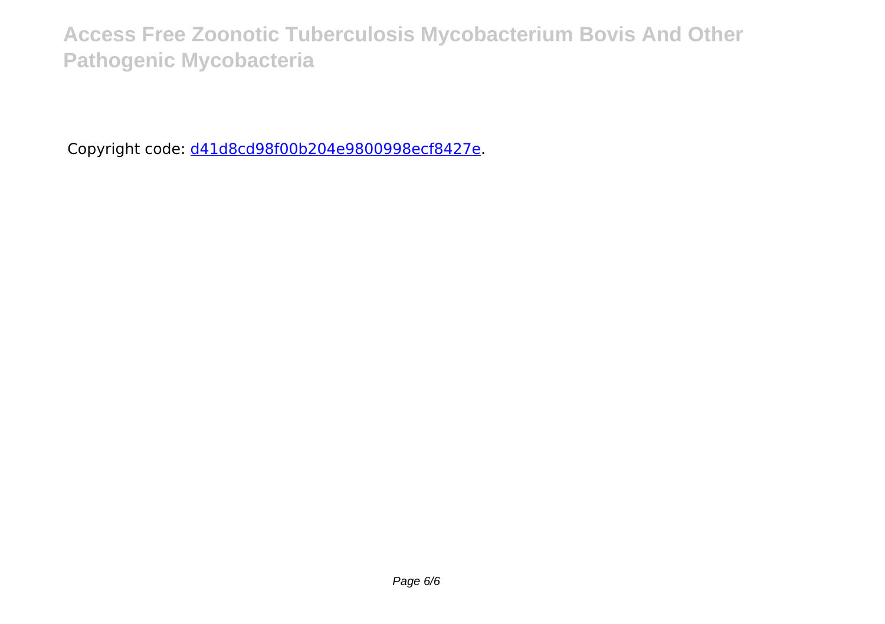Copyright code: [d41d8cd98f00b204e9800998ecf8427e](d41d8cd98f00b204e9800998ecf8427e).